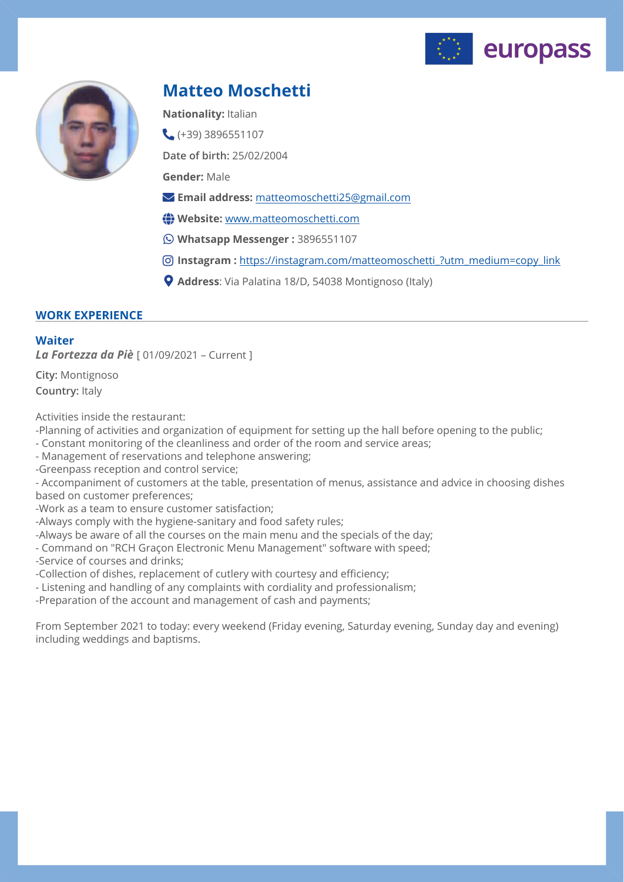europass

# Matteo Moschetti

**Nationality:** Italian

(+39) 3896551107

**Date of birth:** 25/02/2004

**Gender:** Male

**Email address:** matteomoschetti25@gmail.com

**Website:** www.matteomoschetti.com

**Whatsapp Messenger :** 3896551107

**Instagram :** https://instagram.com/matteomoschetti_?utm_medium=copy_link

**Address**: Via Palatina 18/D, 54038 Montignoso (Italy)

## WORK EXPERIENCE

### Waiter

***La Fortezza da Piè*** [ 01/09/2021 – Current ]

**City:** Montignoso

**Country:** Italy

Activities inside the restaurant:
-Planning of activities and organization of equipment for setting up the hall before opening to the public;
- Constant monitoring of the cleanliness and order of the room and service areas;
- Management of reservations and telephone answering;
-Greenpass reception and control service;
- Accompaniment of customers at the table, presentation of menus, assistance and advice in choosing dishes based on customer preferences;
-Work as a team to ensure customer satisfaction;
-Always comply with the hygiene-sanitary and food safety rules;
-Always be aware of all the courses on the main menu and the specials of the day;
- Command on "RCH Graçon Electronic Menu Management" software with speed;
-Service of courses and drinks;
-Collection of dishes, replacement of cutlery with courtesy and efficiency;
- Listening and handling of any complaints with cordiality and professionalism;
-Preparation of the account and management of cash and payments;

From September 2021 to today: every weekend (Friday evening, Saturday evening, Sunday day and evening) including weddings and baptisms.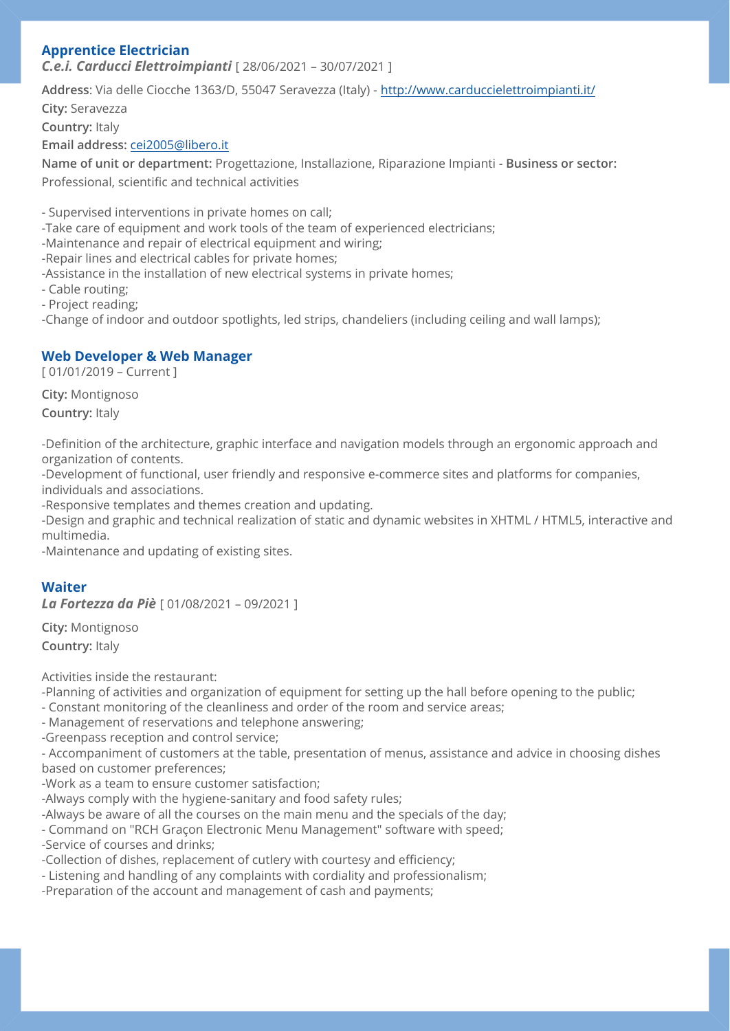### Apprentice Electrician

***C.e.i. Carducci Elettroimpianti*** [ 28/06/2021 – 30/07/2021 ]

**Address**: Via delle Ciocche 1363/D, 55047 Seravezza (Italy) - http://www.carduccielettroimpianti.it/

**City:** Seravezza

**Country:** Italy

**Email address:** cei2005@libero.it

**Name of unit or department:** Progettazione, Installazione, Riparazione Impianti - **Business or sector:** Professional, scientific and technical activities

- Supervised interventions in private homes on call;
-Take care of equipment and work tools of the team of experienced electricians;
-Maintenance and repair of electrical equipment and wiring;
-Repair lines and electrical cables for private homes;
-Assistance in the installation of new electrical systems in private homes;
- Cable routing;
- Project reading;
-Change of indoor and outdoor spotlights, led strips, chandeliers (including ceiling and wall lamps);

### Web Developer & Web Manager

[ 01/01/2019 – Current ]

**City:** Montignoso

**Country:** Italy

-Definition of the architecture, graphic interface and navigation models through an ergonomic approach and organization of contents.
-Development of functional, user friendly and responsive e-commerce sites and platforms for companies, individuals and associations.
-Responsive templates and themes creation and updating.
-Design and graphic and technical realization of static and dynamic websites in XHTML / HTML5, interactive and multimedia.
-Maintenance and updating of existing sites.

### Waiter

***La Fortezza da Piè*** [ 01/08/2021 – 09/2021 ]

**City:** Montignoso

**Country:** Italy

Activities inside the restaurant:
-Planning of activities and organization of equipment for setting up the hall before opening to the public;
- Constant monitoring of the cleanliness and order of the room and service areas;
- Management of reservations and telephone answering;
-Greenpass reception and control service;
- Accompaniment of customers at the table, presentation of menus, assistance and advice in choosing dishes based on customer preferences;
-Work as a team to ensure customer satisfaction;
-Always comply with the hygiene-sanitary and food safety rules;
-Always be aware of all the courses on the main menu and the specials of the day;
- Command on "RCH Graçon Electronic Menu Management" software with speed;
-Service of courses and drinks;
-Collection of dishes, replacement of cutlery with courtesy and efficiency;
- Listening and handling of any complaints with cordiality and professionalism;
-Preparation of the account and management of cash and payments;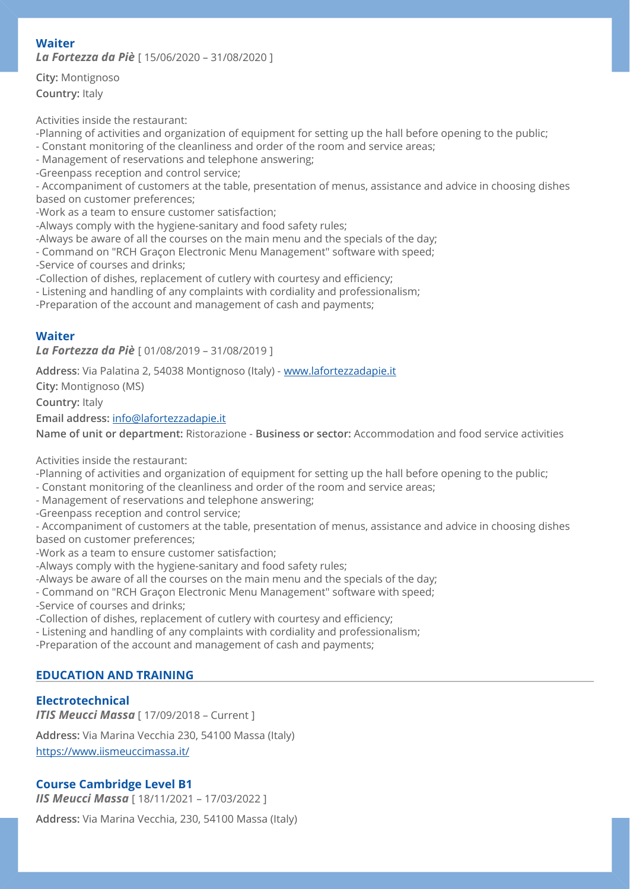### Waiter

***La Fortezza da Piè*** [ 15/06/2020 – 31/08/2020 ]

**City:** Montignoso

**Country:** Italy

Activities inside the restaurant:
-Planning of activities and organization of equipment for setting up the hall before opening to the public;
- Constant monitoring of the cleanliness and order of the room and service areas;
- Management of reservations and telephone answering;
-Greenpass reception and control service;
- Accompaniment of customers at the table, presentation of menus, assistance and advice in choosing dishes based on customer preferences;
-Work as a team to ensure customer satisfaction;
-Always comply with the hygiene-sanitary and food safety rules;
-Always be aware of all the courses on the main menu and the specials of the day;
- Command on "RCH Graçon Electronic Menu Management" software with speed;
-Service of courses and drinks;
-Collection of dishes, replacement of cutlery with courtesy and efficiency;
- Listening and handling of any complaints with cordiality and professionalism;
-Preparation of the account and management of cash and payments;

### Waiter

***La Fortezza da Piè*** [ 01/08/2019 – 31/08/2019 ]

**Address**: Via Palatina 2, 54038 Montignoso (Italy) - www.lafortezzadapie.it

**City:** Montignoso (MS)

**Country:** Italy

**Email address:** info@lafortezzadapie.it

**Name of unit or department:** Ristorazione - **Business or sector:** Accommodation and food service activities

Activities inside the restaurant:
-Planning of activities and organization of equipment for setting up the hall before opening to the public;
- Constant monitoring of the cleanliness and order of the room and service areas;
- Management of reservations and telephone answering;
-Greenpass reception and control service;
- Accompaniment of customers at the table, presentation of menus, assistance and advice in choosing dishes based on customer preferences;
-Work as a team to ensure customer satisfaction;
-Always comply with the hygiene-sanitary and food safety rules;
-Always be aware of all the courses on the main menu and the specials of the day;
- Command on "RCH Graçon Electronic Menu Management" software with speed;
-Service of courses and drinks;
-Collection of dishes, replacement of cutlery with courtesy and efficiency;
- Listening and handling of any complaints with cordiality and professionalism;
-Preparation of the account and management of cash and payments;

## EDUCATION AND TRAINING

### Electrotechnical

***ITIS Meucci Massa*** [ 17/09/2018 – Current ]

**Address:** Via Marina Vecchia 230, 54100 Massa (Italy)

https://www.iismeuccimassa.it/

### Course Cambridge Level B1

***IIS Meucci Massa*** [ 18/11/2021 – 17/03/2022 ]

**Address:** Via Marina Vecchia, 230, 54100 Massa (Italy)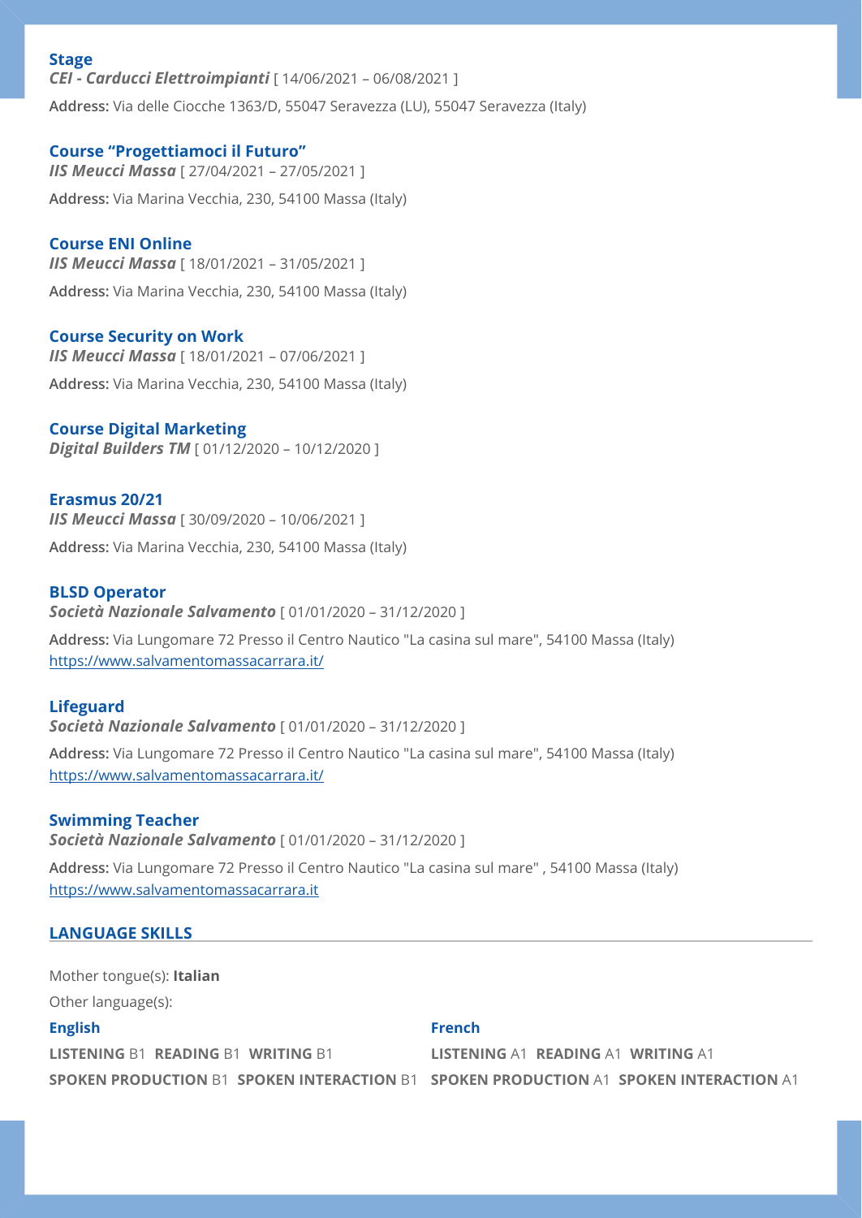### Stage

***CEI - Carducci Elettroimpianti*** [ 14/06/2021 – 06/08/2021 ]

**Address:** Via delle Ciocche 1363/D, 55047 Seravezza (LU), 55047 Seravezza (Italy)

### Course "Progettiamoci il Futuro"

***IIS Meucci Massa*** [ 27/04/2021 – 27/05/2021 ]

**Address:** Via Marina Vecchia, 230, 54100 Massa (Italy)

### Course ENI Online

***IIS Meucci Massa*** [ 18/01/2021 – 31/05/2021 ]

**Address:** Via Marina Vecchia, 230, 54100 Massa (Italy)

### Course Security on Work

***IIS Meucci Massa*** [ 18/01/2021 – 07/06/2021 ]

**Address:** Via Marina Vecchia, 230, 54100 Massa (Italy)

### Course Digital Marketing

***Digital Builders TM*** [ 01/12/2020 – 10/12/2020 ]

### Erasmus 20/21

***IIS Meucci Massa*** [ 30/09/2020 – 10/06/2021 ]

**Address:** Via Marina Vecchia, 230, 54100 Massa (Italy)

### BLSD Operator

***Società Nazionale Salvamento*** [ 01/01/2020 – 31/12/2020 ]

**Address:** Via Lungomare 72 Presso il Centro Nautico "La casina sul mare", 54100 Massa (Italy)
https://www.salvamentomassacarrara.it/

### Lifeguard

***Società Nazionale Salvamento*** [ 01/01/2020 – 31/12/2020 ]

**Address:** Via Lungomare 72 Presso il Centro Nautico "La casina sul mare", 54100 Massa (Italy)
https://www.salvamentomassacarrara.it/

### Swimming Teacher

***Società Nazionale Salvamento*** [ 01/01/2020 – 31/12/2020 ]

**Address:** Via Lungomare 72 Presso il Centro Nautico "La casina sul mare" , 54100 Massa (Italy)
https://www.salvamentomassacarrara.it

## LANGUAGE SKILLS

Mother tongue(s): **Italian**

Other language(s):

**English**

**LISTENING** B1 **READING** B1 **WRITING** B1

**SPOKEN PRODUCTION** B1 **SPOKEN INTERACTION** B1

**French**

**LISTENING** A1 **READING** A1 **WRITING** A1

**SPOKEN PRODUCTION** A1 **SPOKEN INTERACTION** A1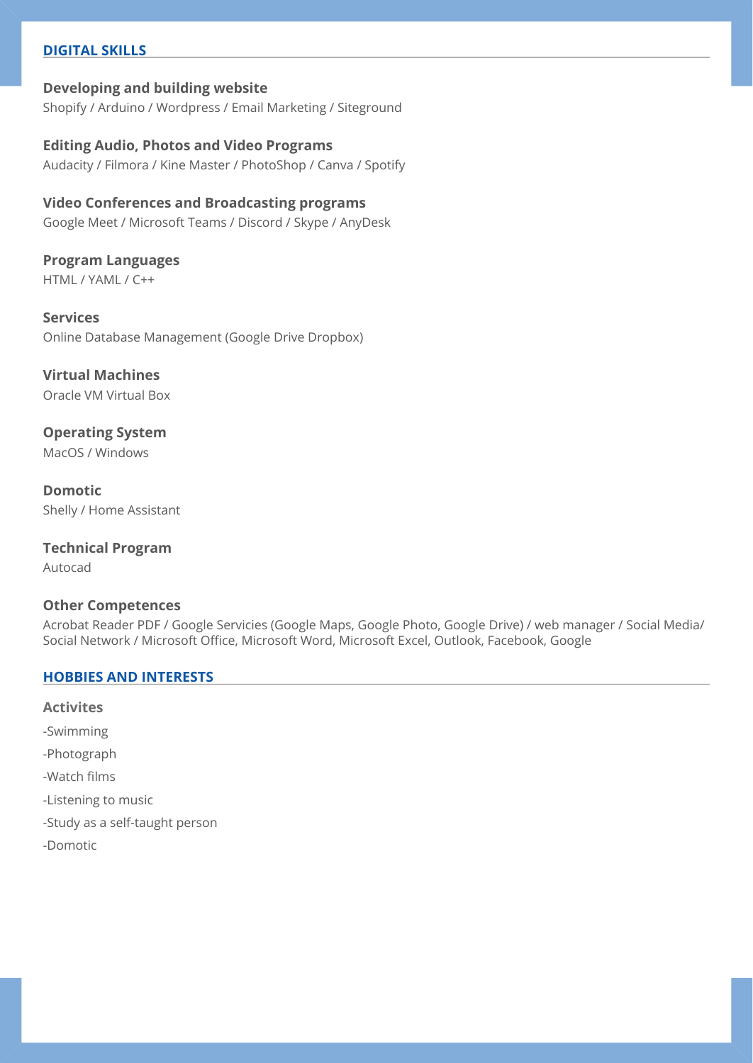## DIGITAL SKILLS

**Developing and building website**
Shopify / Arduino / Wordpress / Email Marketing / Siteground

**Editing Audio, Photos and Video Programs**
Audacity / Filmora / Kine Master / PhotoShop / Canva / Spotify

**Video Conferences and Broadcasting programs**
Google Meet / Microsoft Teams / Discord / Skype / AnyDesk

**Program Languages**
HTML / YAML / C++

**Services**
Online Database Management (Google Drive Dropbox)

**Virtual Machines**
Oracle VM Virtual Box

**Operating System**
MacOS / Windows

**Domotic**
Shelly / Home Assistant

**Technical Program**
Autocad

**Other Competences**
Acrobat Reader PDF / Google Servicies (Google Maps, Google Photo, Google Drive) / web manager / Social Media/ Social Network / Microsoft Office, Microsoft Word, Microsoft Excel, Outlook, Facebook, Google

## HOBBIES AND INTERESTS

**Activites**

-Swimming

-Photograph

-Watch films

-Listening to music

-Study as a self-taught person

-Domotic